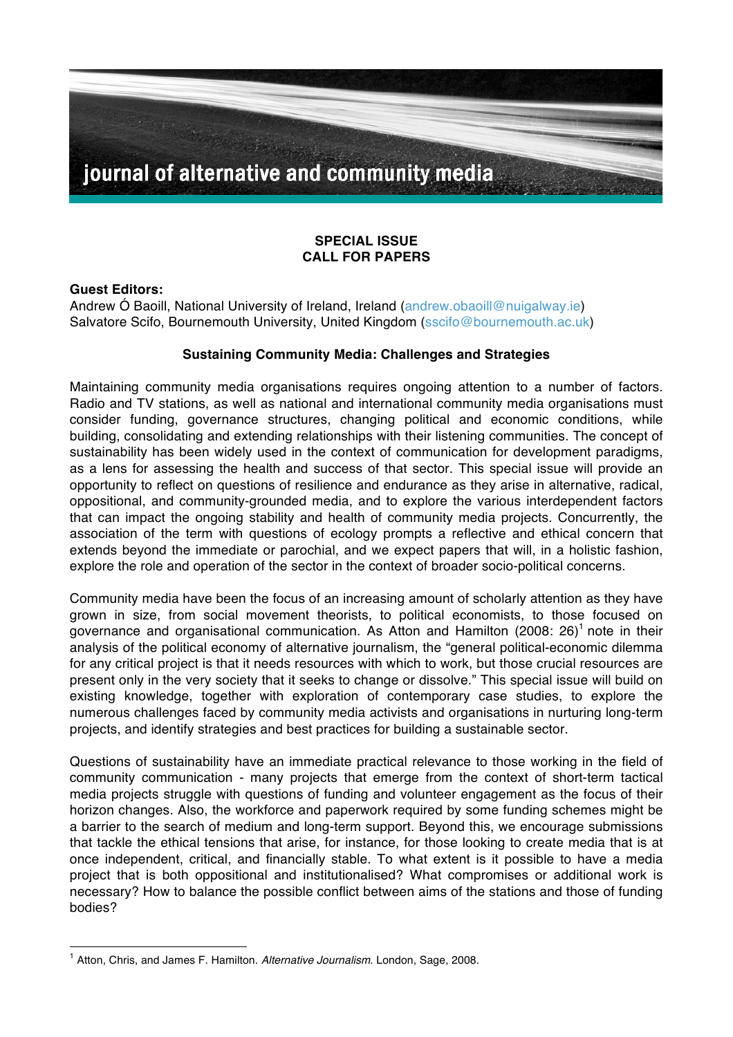journal of alternative and community media

## SPECIAL ISSUE
## CALL FOR PAPERS

**Guest Editors:**
Andrew Ó Baoill, National University of Ireland, Ireland (andrew.obaoill@nuigalway.ie)
Salvatore Scifo, Bournemouth University, United Kingdom (sscifo@bournemouth.ac.uk)

### Sustaining Community Media: Challenges and Strategies

Maintaining community media organisations requires ongoing attention to a number of factors. Radio and TV stations, as well as national and international community media organisations must consider funding, governance structures, changing political and economic conditions, while building, consolidating and extending relationships with their listening communities. The concept of sustainability has been widely used in the context of communication for development paradigms, as a lens for assessing the health and success of that sector. This special issue will provide an opportunity to reflect on questions of resilience and endurance as they arise in alternative, radical, oppositional, and community-grounded media, and to explore the various interdependent factors that can impact the ongoing stability and health of community media projects. Concurrently, the association of the term with questions of ecology prompts a reflective and ethical concern that extends beyond the immediate or parochial, and we expect papers that will, in a holistic fashion, explore the role and operation of the sector in the context of broader socio-political concerns.

Community media have been the focus of an increasing amount of scholarly attention as they have grown in size, from social movement theorists, to political economists, to those focused on governance and organisational communication. As Atton and Hamilton (2008: 26)[1] note in their analysis of the political economy of alternative journalism, the "general political-economic dilemma for any critical project is that it needs resources with which to work, but those crucial resources are present only in the very society that it seeks to change or dissolve." This special issue will build on existing knowledge, together with exploration of contemporary case studies, to explore the numerous challenges faced by community media activists and organisations in nurturing long-term projects, and identify strategies and best practices for building a sustainable sector.

Questions of sustainability have an immediate practical relevance to those working in the field of community communication - many projects that emerge from the context of short-term tactical media projects struggle with questions of funding and volunteer engagement as the focus of their horizon changes. Also, the workforce and paperwork required by some funding schemes might be a barrier to the search of medium and long-term support. Beyond this, we encourage submissions that tackle the ethical tensions that arise, for instance, for those looking to create media that is at once independent, critical, and financially stable. To what extent is it possible to have a media project that is both oppositional and institutionalised? What compromises or additional work is necessary? How to balance the possible conflict between aims of the stations and those of funding bodies?

---

[1] Atton, Chris, and James F. Hamilton. *Alternative Journalism*. London, Sage, 2008.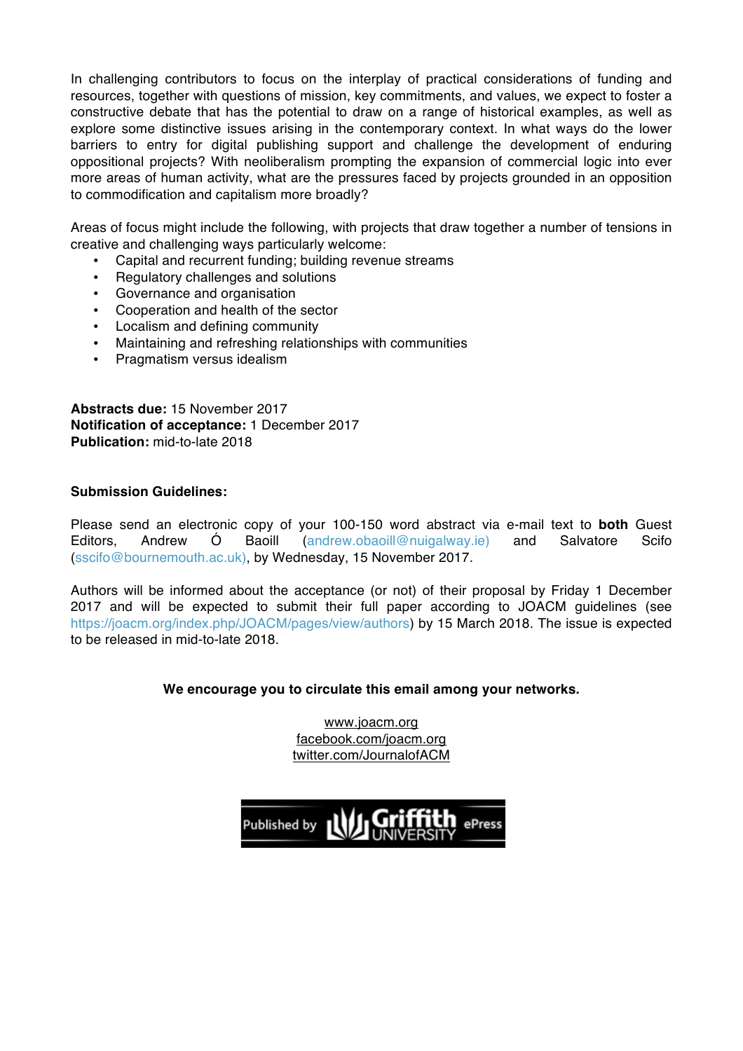In challenging contributors to focus on the interplay of practical considerations of funding and resources, together with questions of mission, key commitments, and values, we expect to foster a constructive debate that has the potential to draw on a range of historical examples, as well as explore some distinctive issues arising in the contemporary context. In what ways do the lower barriers to entry for digital publishing support and challenge the development of enduring oppositional projects? With neoliberalism prompting the expansion of commercial logic into ever more areas of human activity, what are the pressures faced by projects grounded in an opposition to commodification and capitalism more broadly?

Areas of focus might include the following, with projects that draw together a number of tensions in creative and challenging ways particularly welcome:

- Capital and recurrent funding; building revenue streams
- Regulatory challenges and solutions
- Governance and organisation
- Cooperation and health of the sector
- Localism and defining community
- Maintaining and refreshing relationships with communities
- Pragmatism versus idealism

**Abstracts due:** 15 November 2017
**Notification of acceptance:** 1 December 2017
**Publication:** mid-to-late 2018

**Submission Guidelines:**

Please send an electronic copy of your 100-150 word abstract via e-mail text to **both** Guest Editors, Andrew Ó Baoill (andrew.obaoill@nuigalway.ie) and Salvatore Scifo (sscifo@bournemouth.ac.uk), by Wednesday, 15 November 2017.

Authors will be informed about the acceptance (or not) of their proposal by Friday 1 December 2017 and will be expected to submit their full paper according to JOACM guidelines (see https://joacm.org/index.php/JOACM/pages/view/authors) by 15 March 2018. The issue is expected to be released in mid-to-late 2018.

**We encourage you to circulate this email among your networks.**

www.joacm.org
facebook.com/joacm.org
twitter.com/JournalofACM

Published by Griffith UNIVERSITY ePress